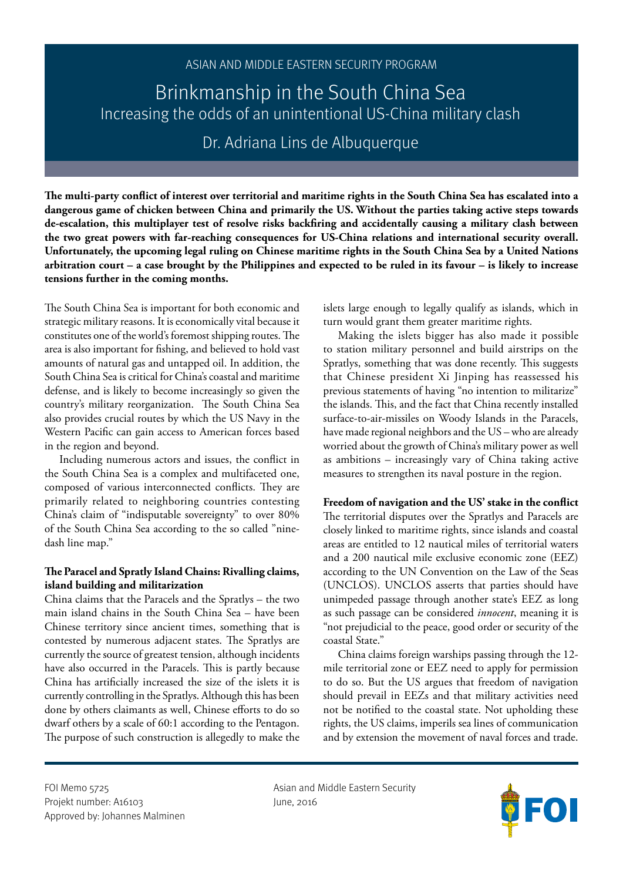ASIAN AND MIDDLE EASTERN SECURITY PROGRAM

# Brinkmanship in the South China Sea

## Increasing the odds of an unintentional US-China military clash

Dr. Adriana Lins de Albuquerque

**The multi-party conflict of interest over territorial and maritime rights in the South China Sea has escalated into a dangerous game of chicken between China and primarily the US. Without the parties taking active steps towards de-escalation, this multiplayer test of resolve risks backfiring and accidentally causing a military clash between the two great powers with far-reaching consequences for US-China relations and international security overall. Unfortunately, the upcoming legal ruling on Chinese maritime rights in the South China Sea by a United Nations arbitration court – a case brought by the Philippines and expected to be ruled in its favour – is likely to increase tensions further in the coming months.**

The South China Sea is important for both economic and strategic military reasons. It is economically vital because it constitutes one of the world's foremost shipping routes. The area is also important for fishing, and believed to hold vast amounts of natural gas and untapped oil. In addition, the South China Sea is critical for China's coastal and maritime defense, and is likely to become increasingly so given the country's military reorganization. The South China Sea also provides crucial routes by which the US Navy in the Western Pacific can gain access to American forces based in the region and beyond.

Including numerous actors and issues, the conflict in the South China Sea is a complex and multifaceted one, composed of various interconnected conflicts. They are primarily related to neighboring countries contesting China's claim of "indisputable sovereignty" to over 80% of the South China Sea according to the so called "nine-dash line map."

### The Paracel and Spratly Island Chains: Rivalling claims, island building and militarization

China claims that the Paracels and the Spratlys – the two main island chains in the South China Sea – have been Chinese territory since ancient times, something that is contested by numerous adjacent states. The Spratlys are currently the source of greatest tension, although incidents have also occurred in the Paracels. This is partly because China has artificially increased the size of the islets it is currently controlling in the Spratlys. Although this has been done by others claimants as well, Chinese efforts to do so dwarf others by a scale of 60:1 according to the Pentagon. The purpose of such construction is allegedly to make the islets large enough to legally qualify as islands, which in turn would grant them greater maritime rights.

Making the islets bigger has also made it possible to station military personnel and build airstrips on the Spratlys, something that was done recently. This suggests that Chinese president Xi Jinping has reassessed his previous statements of having "no intention to militarize" the islands. This, and the fact that China recently installed surface-to-air-missiles on Woody Islands in the Paracels, have made regional neighbors and the US – who are already worried about the growth of China's military power as well as ambitions – increasingly vary of China taking active measures to strengthen its naval posture in the region.

### Freedom of navigation and the US' stake in the conflict

The territorial disputes over the Spratlys and Paracels are closely linked to maritime rights, since islands and coastal areas are entitled to 12 nautical miles of territorial waters and a 200 nautical mile exclusive economic zone (EEZ) according to the UN Convention on the Law of the Seas (UNCLOS). UNCLOS asserts that parties should have unimpeded passage through another state's EEZ as long as such passage can be considered *innocent*, meaning it is "not prejudicial to the peace, good order or security of the coastal State."

China claims foreign warships passing through the 12-mile territorial zone or EEZ need to apply for permission to do so. But the US argues that freedom of navigation should prevail in EEZs and that military activities need not be notified to the coastal state. Not upholding these rights, the US claims, imperils sea lines of communication and by extension the movement of naval forces and trade.

FOI Memo 5725
Projekt number: A16103
Approved by: Johannes Malminen

Asian and Middle Eastern Security
June, 2016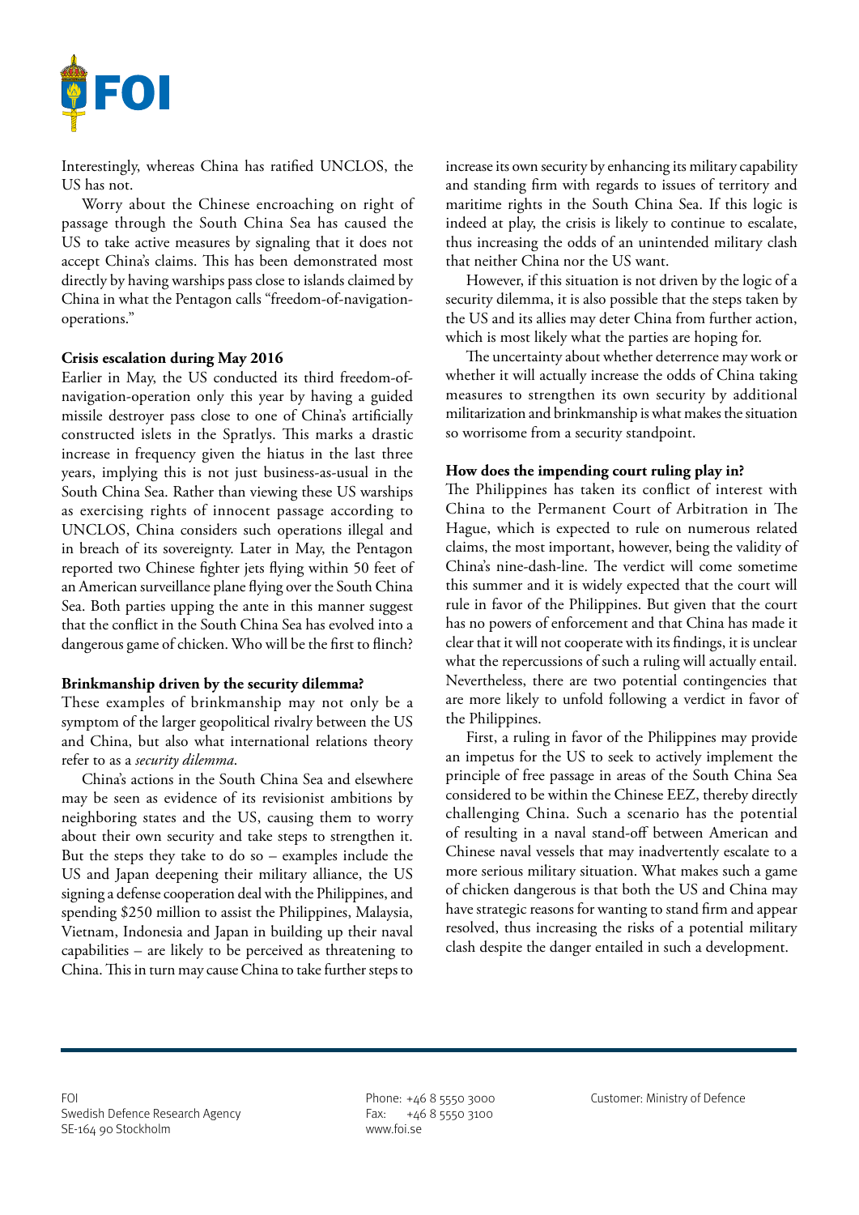Interestingly, whereas China has ratified UNCLOS, the US has not.

Worry about the Chinese encroaching on right of passage through the South China Sea has caused the US to take active measures by signaling that it does not accept China's claims. This has been demonstrated most directly by having warships pass close to islands claimed by China in what the Pentagon calls "freedom-of-navigation-operations."

**Crisis escalation during May 2016**

Earlier in May, the US conducted its third freedom-of-navigation-operation only this year by having a guided missile destroyer pass close to one of China's artificially constructed islets in the Spratlys. This marks a drastic increase in frequency given the hiatus in the last three years, implying this is not just business-as-usual in the South China Sea. Rather than viewing these US warships as exercising rights of innocent passage according to UNCLOS, China considers such operations illegal and in breach of its sovereignty. Later in May, the Pentagon reported two Chinese fighter jets flying within 50 feet of an American surveillance plane flying over the South China Sea. Both parties upping the ante in this manner suggest that the conflict in the South China Sea has evolved into a dangerous game of chicken. Who will be the first to flinch?

**Brinkmanship driven by the security dilemma?**

These examples of brinkmanship may not only be a symptom of the larger geopolitical rivalry between the US and China, but also what international relations theory refer to as a *security dilemma*.

China's actions in the South China Sea and elsewhere may be seen as evidence of its revisionist ambitions by neighboring states and the US, causing them to worry about their own security and take steps to strengthen it. But the steps they take to do so – examples include the US and Japan deepening their military alliance, the US signing a defense cooperation deal with the Philippines, and spending $250 million to assist the Philippines, Malaysia, Vietnam, Indonesia and Japan in building up their naval capabilities – are likely to be perceived as threatening to China. This in turn may cause China to take further steps to increase its own security by enhancing its military capability and standing firm with regards to issues of territory and maritime rights in the South China Sea. If this logic is indeed at play, the crisis is likely to continue to escalate, thus increasing the odds of an unintended military clash that neither China nor the US want.

However, if this situation is not driven by the logic of a security dilemma, it is also possible that the steps taken by the US and its allies may deter China from further action, which is most likely what the parties are hoping for.

The uncertainty about whether deterrence may work or whether it will actually increase the odds of China taking measures to strengthen its own security by additional militarization and brinkmanship is what makes the situation so worrisome from a security standpoint.

**How does the impending court ruling play in?**

The Philippines has taken its conflict of interest with China to the Permanent Court of Arbitration in The Hague, which is expected to rule on numerous related claims, the most important, however, being the validity of China's nine-dash-line. The verdict will come sometime this summer and it is widely expected that the court will rule in favor of the Philippines. But given that the court has no powers of enforcement and that China has made it clear that it will not cooperate with its findings, it is unclear what the repercussions of such a ruling will actually entail. Nevertheless, there are two potential contingencies that are more likely to unfold following a verdict in favor of the Philippines.

First, a ruling in favor of the Philippines may provide an impetus for the US to seek to actively implement the principle of free passage in areas of the South China Sea considered to be within the Chinese EEZ, thereby directly challenging China. Such a scenario has the potential of resulting in a naval stand-off between American and Chinese naval vessels that may inadvertently escalate to a more serious military situation. What makes such a game of chicken dangerous is that both the US and China may have strategic reasons for wanting to stand firm and appear resolved, thus increasing the risks of a potential military clash despite the danger entailed in such a development.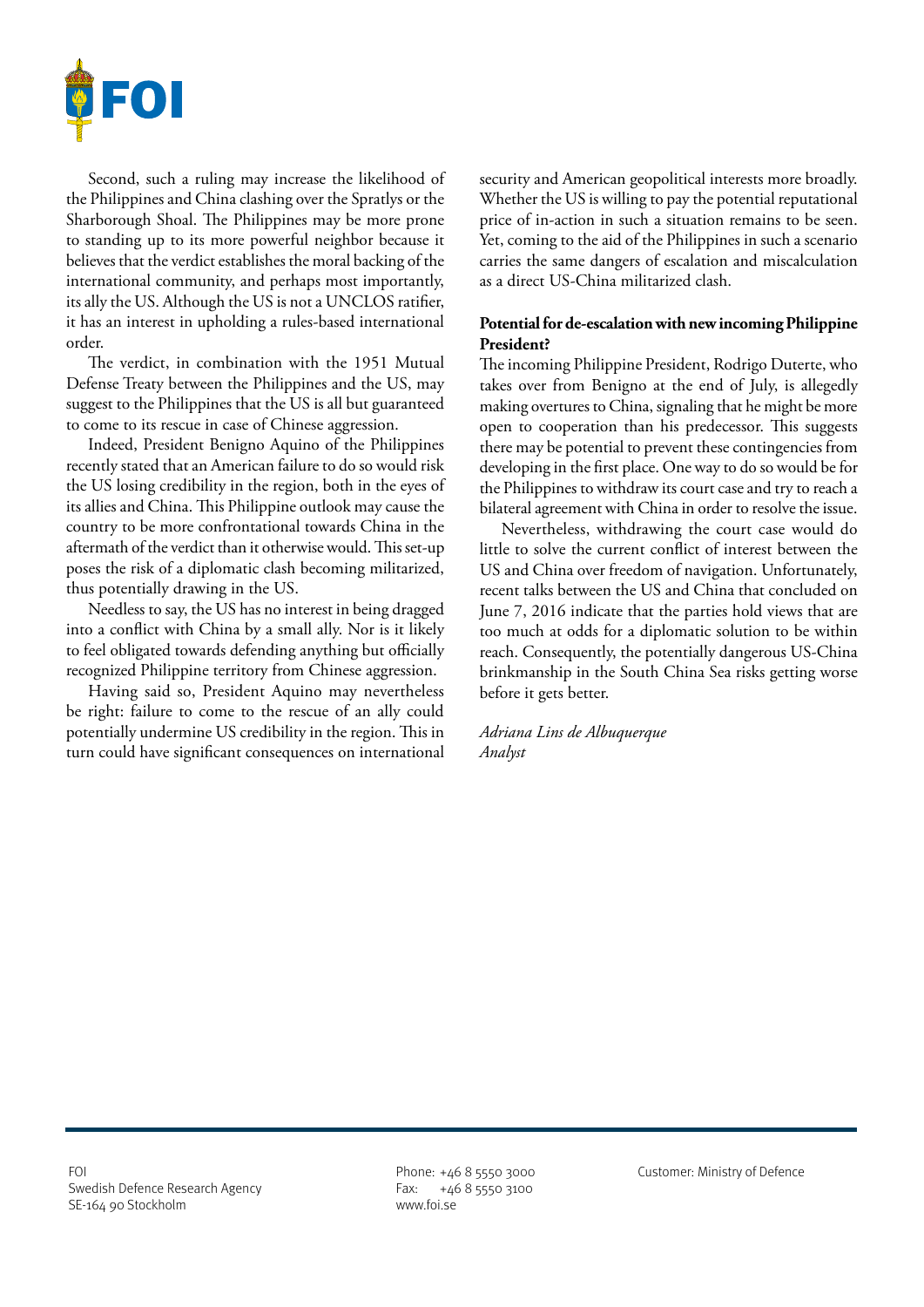Second, such a ruling may increase the likelihood of the Philippines and China clashing over the Spratlys or the Sharborough Shoal. The Philippines may be more prone to standing up to its more powerful neighbor because it believes that the verdict establishes the moral backing of the international community, and perhaps most importantly, its ally the US. Although the US is not a UNCLOS ratifier, it has an interest in upholding a rules-based international order.

The verdict, in combination with the 1951 Mutual Defense Treaty between the Philippines and the US, may suggest to the Philippines that the US is all but guaranteed to come to its rescue in case of Chinese aggression.

Indeed, President Benigno Aquino of the Philippines recently stated that an American failure to do so would risk the US losing credibility in the region, both in the eyes of its allies and China. This Philippine outlook may cause the country to be more confrontational towards China in the aftermath of the verdict than it otherwise would. This set-up poses the risk of a diplomatic clash becoming militarized, thus potentially drawing in the US.

Needless to say, the US has no interest in being dragged into a conflict with China by a small ally. Nor is it likely to feel obligated towards defending anything but officially recognized Philippine territory from Chinese aggression.

Having said so, President Aquino may nevertheless be right: failure to come to the rescue of an ally could potentially undermine US credibility in the region. This in turn could have significant consequences on international security and American geopolitical interests more broadly. Whether the US is willing to pay the potential reputational price of in-action in such a situation remains to be seen. Yet, coming to the aid of the Philippines in such a scenario carries the same dangers of escalation and miscalculation as a direct US-China militarized clash.

**Potential for de-escalation with new incoming Philippine President?**

The incoming Philippine President, Rodrigo Duterte, who takes over from Benigno at the end of July, is allegedly making overtures to China, signaling that he might be more open to cooperation than his predecessor. This suggests there may be potential to prevent these contingencies from developing in the first place. One way to do so would be for the Philippines to withdraw its court case and try to reach a bilateral agreement with China in order to resolve the issue.

Nevertheless, withdrawing the court case would do little to solve the current conflict of interest between the US and China over freedom of navigation. Unfortunately, recent talks between the US and China that concluded on June 7, 2016 indicate that the parties hold views that are too much at odds for a diplomatic solution to be within reach. Consequently, the potentially dangerous US-China brinkmanship in the South China Sea risks getting worse before it gets better.

*Adriana Lins de Albuquerque*
*Analyst*

FOI
Swedish Defence Research Agency
SE-164 90 Stockholm

Phone: +46 8 5550 3000
Fax: +46 8 5550 3100
www.foi.se

Customer: Ministry of Defence